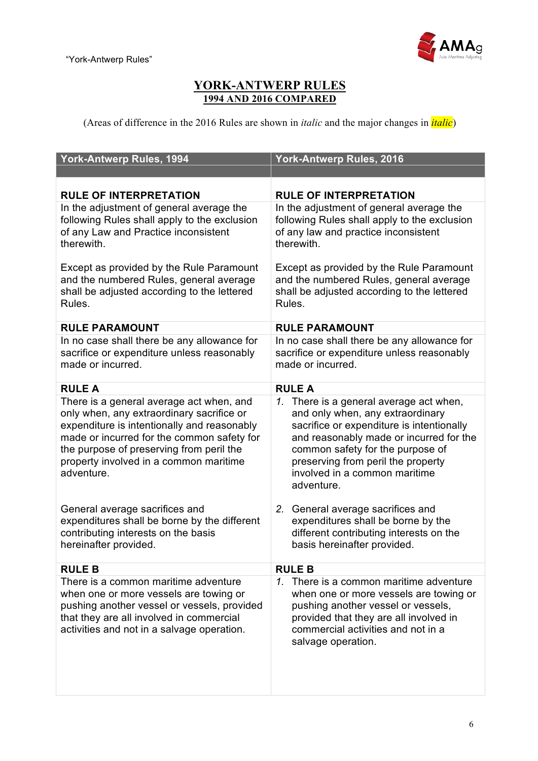# YORK-ANTWERP RULES

## 1994 AND 2016 COMPARED

(Areas of difference in the 2016 Rules are shown in *italic* and the major changes in *italic*)

| York-Antwerp Rules, 1994 | York-Antwerp Rules, 2016 |
|---|---|
| | |
| **RULE OF INTERPRETATION** | **RULE OF INTERPRETATION** |
| In the adjustment of general average the following Rules shall apply to the exclusion of any Law and Practice inconsistent therewith.<br><br>Except as provided by the Rule Paramount and the numbered Rules, general average shall be adjusted according to the lettered Rules. | In the adjustment of general average the following Rules shall apply to the exclusion of any law and practice inconsistent therewith.<br><br>Except as provided by the Rule Paramount and the numbered Rules, general average shall be adjusted according to the lettered Rules. |
| **RULE PARAMOUNT** | **RULE PARAMOUNT** |
| In no case shall there be any allowance for sacrifice or expenditure unless reasonably made or incurred. | In no case shall there be any allowance for sacrifice or expenditure unless reasonably made or incurred. |
| **RULE A** | **RULE A** |
| There is a general average act when, and only when, any extraordinary sacrifice or expenditure is intentionally and reasonably made or incurred for the common safety for the purpose of preserving from peril the property involved in a common maritime adventure.<br><br>General average sacrifices and expenditures shall be borne by the different contributing interests on the basis hereinafter provided. | *1.* There is a general average act when, and only when, any extraordinary sacrifice or expenditure is intentionally and reasonably made or incurred for the common safety for the purpose of preserving from peril the property involved in a common maritime adventure.<br><br>*2.* General average sacrifices and expenditures shall be borne by the different contributing interests on the basis hereinafter provided. |
| **RULE B** | **RULE B** |
| There is a common maritime adventure when one or more vessels are towing or pushing another vessel or vessels, provided that they are all involved in commercial activities and not in a salvage operation. | *1.* There is a common maritime adventure when one or more vessels are towing or pushing another vessel or vessels, provided that they are all involved in commercial activities and not in a salvage operation. |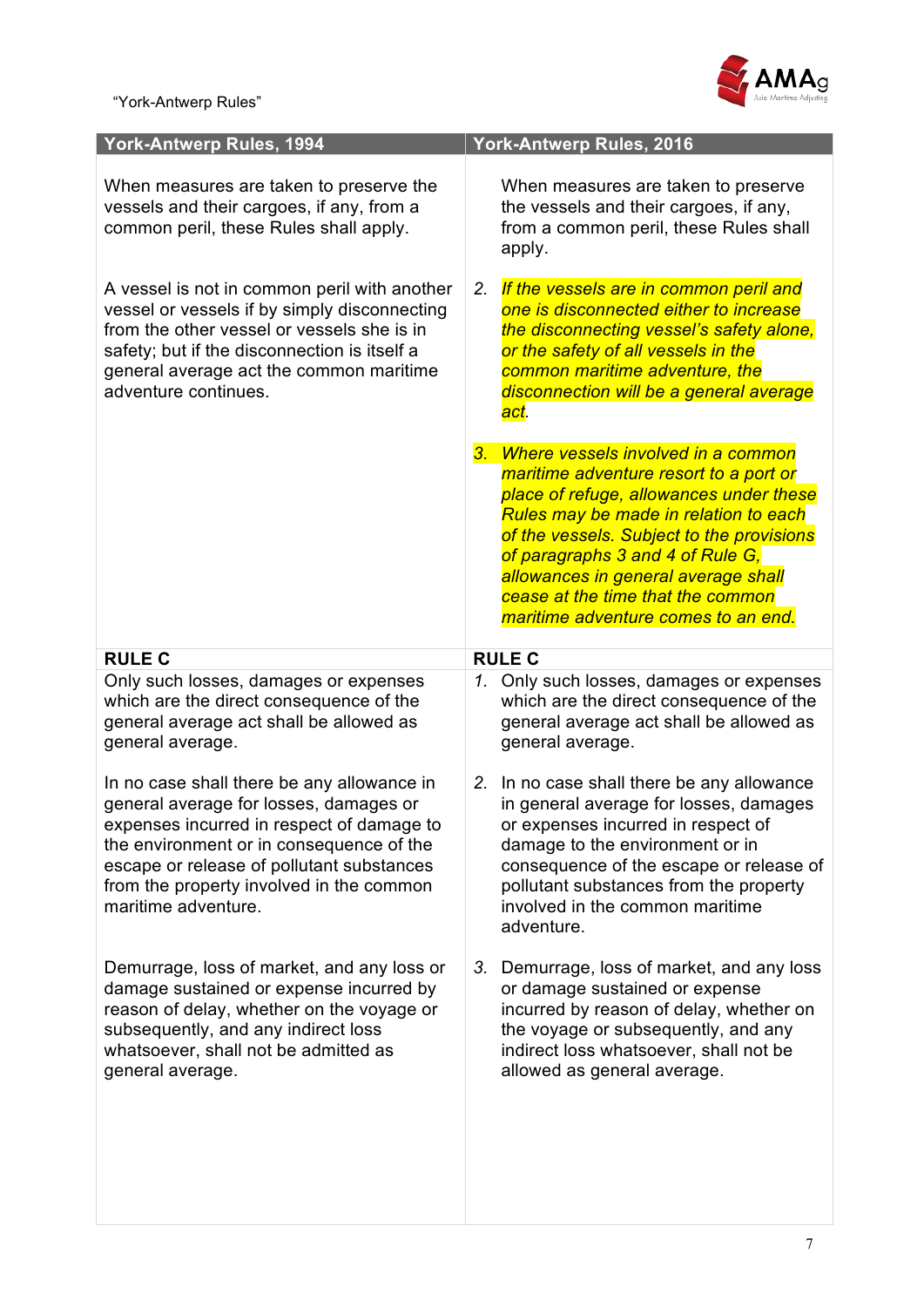| York-Antwerp Rules, 1994 | York-Antwerp Rules, 2016 |
|---|---|
| When measures are taken to preserve the vessels and their cargoes, if any, from a common peril, these Rules shall apply. | When measures are taken to preserve the vessels and their cargoes, if any, from a common peril, these Rules shall apply. |
| A vessel is not in common peril with another vessel or vessels if by simply disconnecting from the other vessel or vessels she is in safety; but if the disconnection is itself a general average act the common maritime adventure continues. | 2. *If the vessels are in common peril and one is disconnected either to increase the disconnecting vessel's safety alone, or the safety of all vessels in the common maritime adventure, the disconnection will be a general average act.* |
| | 3. *Where vessels involved in a common maritime adventure resort to a port or place of refuge, allowances under these Rules may be made in relation to each of the vessels. Subject to the provisions of paragraphs 3 and 4 of Rule G, allowances in general average shall cease at the time that the common maritime adventure comes to an end.* |
| **RULE C** | **RULE C** |
| Only such losses, damages or expenses which are the direct consequence of the general average act shall be allowed as general average. | 1. Only such losses, damages or expenses which are the direct consequence of the general average act shall be allowed as general average. |
| In no case shall there be any allowance in general average for losses, damages or expenses incurred in respect of damage to the environment or in consequence of the escape or release of pollutant substances from the property involved in the common maritime adventure. | 2. In no case shall there be any allowance in general average for losses, damages or expenses incurred in respect of damage to the environment or in consequence of the escape or release of pollutant substances from the property involved in the common maritime adventure. |
| Demurrage, loss of market, and any loss or damage sustained or expense incurred by reason of delay, whether on the voyage or subsequently, and any indirect loss whatsoever, shall not be admitted as general average. | 3. Demurrage, loss of market, and any loss or damage sustained or expense incurred by reason of delay, whether on the voyage or subsequently, and any indirect loss whatsoever, shall not be allowed as general average. |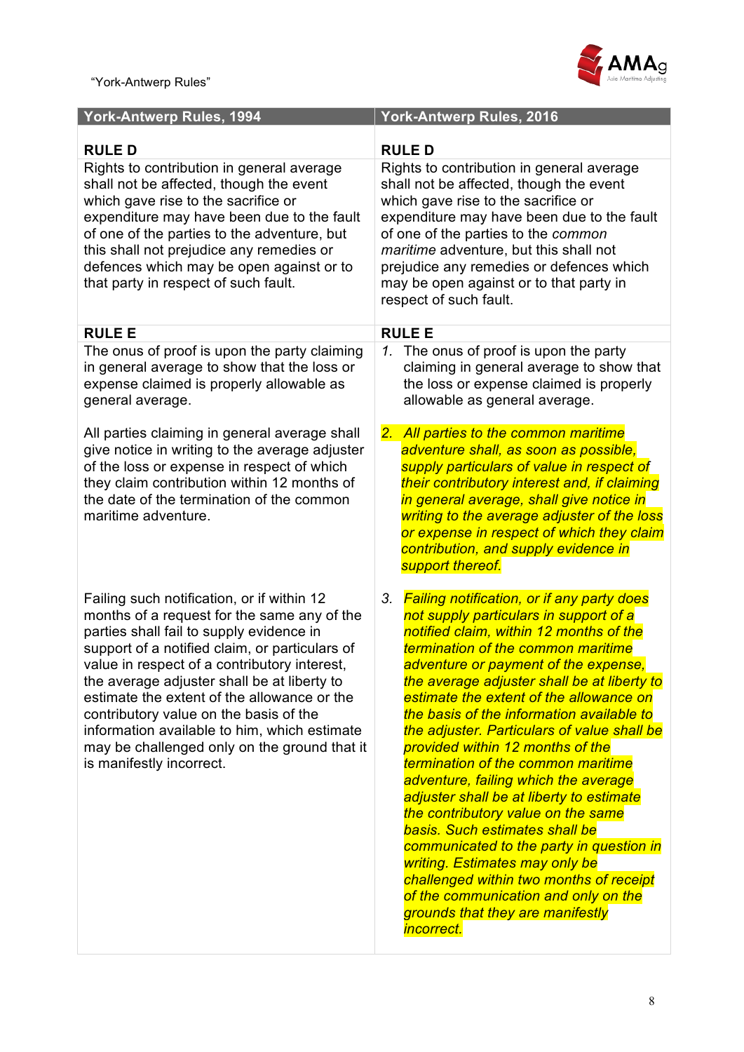| York-Antwerp Rules, 1994 | York-Antwerp Rules, 2016 |
|---|---|
| **RULE D** | **RULE D** |
| Rights to contribution in general average shall not be affected, though the event which gave rise to the sacrifice or expenditure may have been due to the fault of one of the parties to the adventure, but this shall not prejudice any remedies or defences which may be open against or to that party in respect of such fault. | Rights to contribution in general average shall not be affected, though the event which gave rise to the sacrifice or expenditure may have been due to the fault of one of the parties to the *common maritime* adventure, but this shall not prejudice any remedies or defences which may be open against or to that party in respect of such fault. |
| **RULE E** | **RULE E** |
| The onus of proof is upon the party claiming in general average to show that the loss or expense claimed is properly allowable as general average. | 1. The onus of proof is upon the party claiming in general average to show that the loss or expense claimed is properly allowable as general average. |
| All parties claiming in general average shall give notice in writing to the average adjuster of the loss or expense in respect of which they claim contribution within 12 months of the date of the termination of the common maritime adventure. | *2. All parties to the common maritime adventure shall, as soon as possible, supply particulars of value in respect of their contributory interest and, if claiming in general average, shall give notice in writing to the average adjuster of the loss or expense in respect of which they claim contribution, and supply evidence in support thereof.* |
| Failing such notification, or if within 12 months of a request for the same any of the parties shall fail to supply evidence in support of a notified claim, or particulars of value in respect of a contributory interest, the average adjuster shall be at liberty to estimate the extent of the allowance or the contributory value on the basis of the information available to him, which estimate may be challenged only on the ground that it is manifestly incorrect. | 3. *Failing notification, or if any party does not supply particulars in support of a notified claim, within 12 months of the termination of the common maritime adventure or payment of the expense, the average adjuster shall be at liberty to estimate the extent of the allowance on the basis of the information available to the adjuster. Particulars of value shall be provided within 12 months of the termination of the common maritime adventure, failing which the average adjuster shall be at liberty to estimate the contributory value on the same basis. Such estimates shall be communicated to the party in question in writing. Estimates may only be challenged within two months of receipt of the communication and only on the grounds that they are manifestly incorrect.* |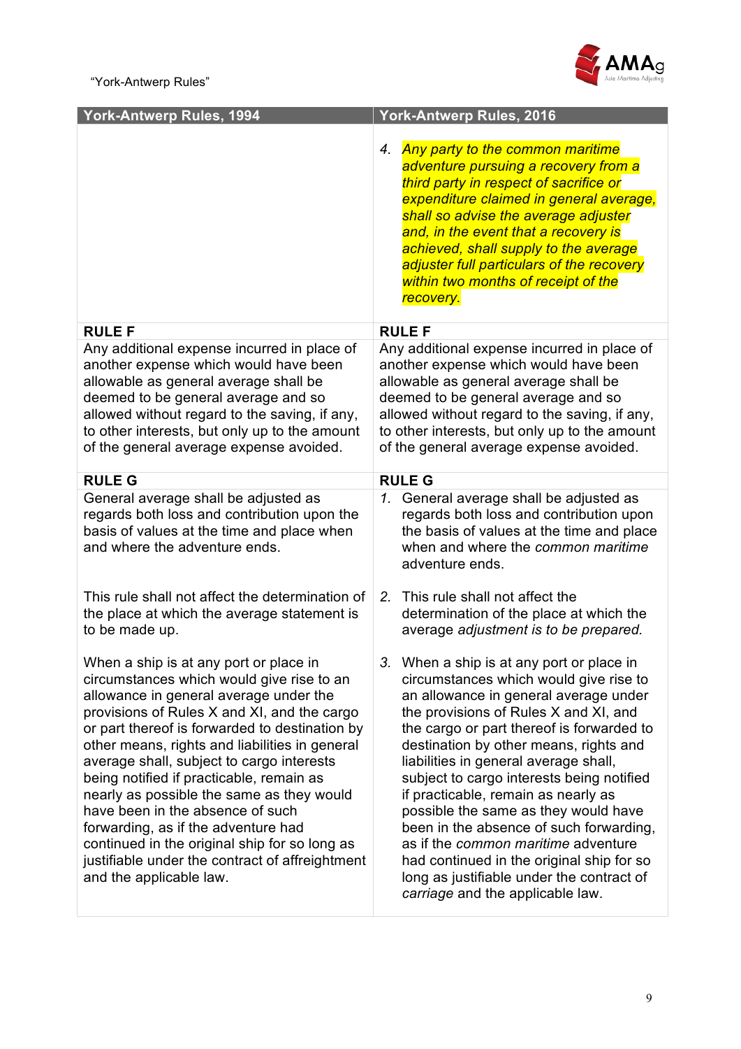| York-Antwerp Rules, 1994 | York-Antwerp Rules, 2016 |
|---|---|
| | 4. *Any party to the common maritime adventure pursuing a recovery from a third party in respect of sacrifice or expenditure claimed in general average, shall so advise the average adjuster and, in the event that a recovery is achieved, shall supply to the average adjuster full particulars of the recovery within two months of receipt of the recovery.* |
| **RULE F** | **RULE F** |
| Any additional expense incurred in place of another expense which would have been allowable as general average shall be deemed to be general average and so allowed without regard to the saving, if any, to other interests, but only up to the amount of the general average expense avoided. | Any additional expense incurred in place of another expense which would have been allowable as general average shall be deemed to be general average and so allowed without regard to the saving, if any, to other interests, but only up to the amount of the general average expense avoided. |
| **RULE G** | **RULE G** |
| General average shall be adjusted as regards both loss and contribution upon the basis of values at the time and place when and where the adventure ends. | 1. General average shall be adjusted as regards both loss and contribution upon the basis of values at the time and place when and where the *common maritime* adventure ends. |
| This rule shall not affect the determination of the place at which the average statement is to be made up. | 2. This rule shall not affect the determination of the place at which the average *adjustment is to be prepared.* |
| When a ship is at any port or place in circumstances which would give rise to an allowance in general average under the provisions of Rules X and XI, and the cargo or part thereof is forwarded to destination by other means, rights and liabilities in general average shall, subject to cargo interests being notified if practicable, remain as nearly as possible the same as they would have been in the absence of such forwarding, as if the adventure had continued in the original ship for so long as justifiable under the contract of affreightment and the applicable law. | 3. When a ship is at any port or place in circumstances which would give rise to an allowance in general average under the provisions of Rules X and XI, and the cargo or part thereof is forwarded to destination by other means, rights and liabilities in general average shall, subject to cargo interests being notified if practicable, remain as nearly as possible the same as they would have been in the absence of such forwarding, as if the *common maritime* adventure had continued in the original ship for so long as justifiable under the contract of *carriage* and the applicable law. |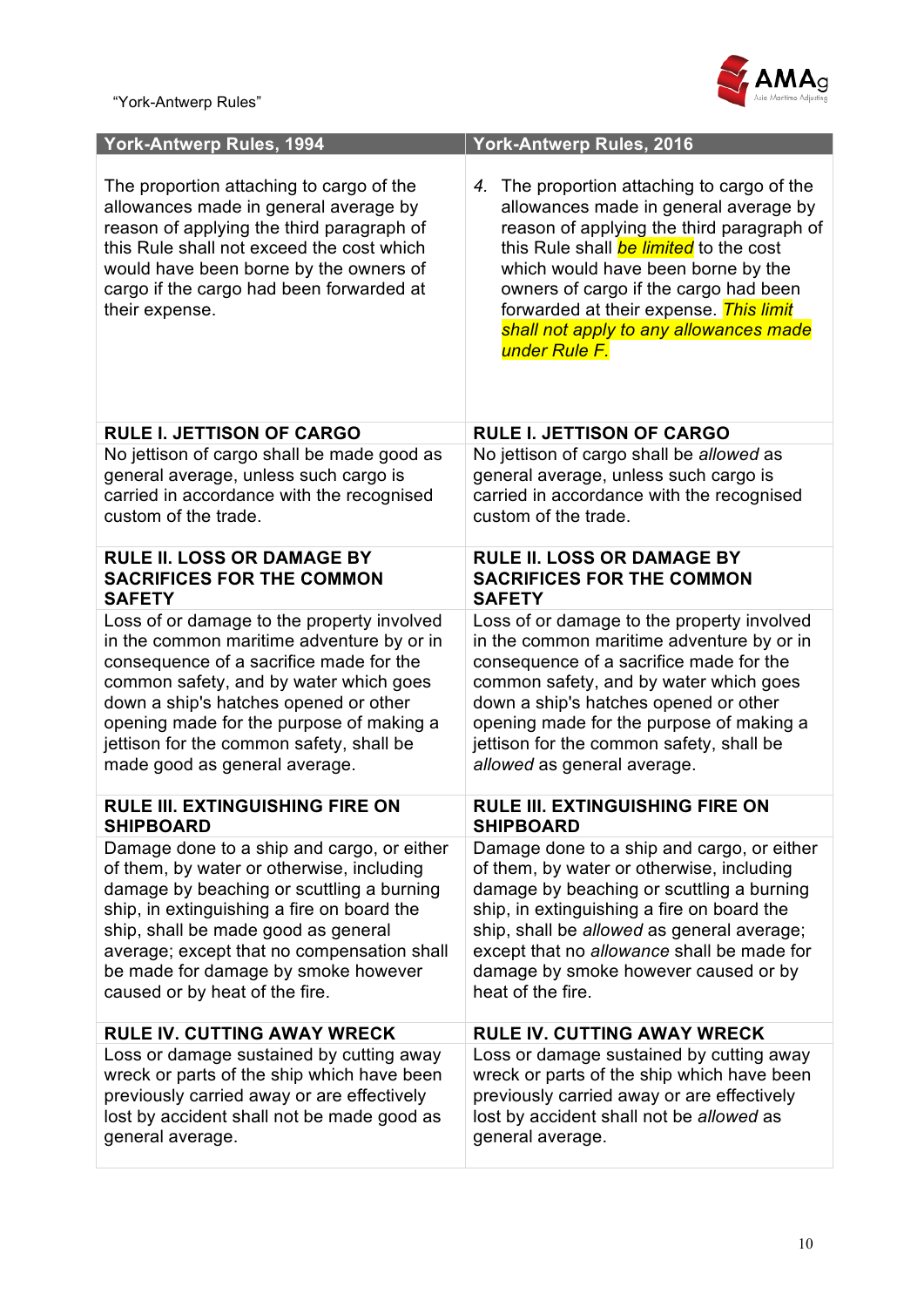| York-Antwerp Rules, 1994 | York-Antwerp Rules, 2016 |
|---|---|
| The proportion attaching to cargo of the allowances made in general average by reason of applying the third paragraph of this Rule shall not exceed the cost which would have been borne by the owners of cargo if the cargo had been forwarded at their expense. | 4. The proportion attaching to cargo of the allowances made in general average by reason of applying the third paragraph of this Rule shall *be limited* to the cost which would have been borne by the owners of cargo if the cargo had been forwarded at their expense. *This limit shall not apply to any allowances made under Rule F.* |
| **RULE I. JETTISON OF CARGO** | **RULE I. JETTISON OF CARGO** |
| No jettison of cargo shall be made good as general average, unless such cargo is carried in accordance with the recognised custom of the trade. | No jettison of cargo shall be *allowed* as general average, unless such cargo is carried in accordance with the recognised custom of the trade. |
| **RULE II. LOSS OR DAMAGE BY SACRIFICES FOR THE COMMON SAFETY** | **RULE II. LOSS OR DAMAGE BY SACRIFICES FOR THE COMMON SAFETY** |
| Loss of or damage to the property involved in the common maritime adventure by or in consequence of a sacrifice made for the common safety, and by water which goes down a ship's hatches opened or other opening made for the purpose of making a jettison for the common safety, shall be made good as general average. | Loss of or damage to the property involved in the common maritime adventure by or in consequence of a sacrifice made for the common safety, and by water which goes down a ship's hatches opened or other opening made for the purpose of making a jettison for the common safety, shall be *allowed* as general average. |
| **RULE III. EXTINGUISHING FIRE ON SHIPBOARD** | **RULE III. EXTINGUISHING FIRE ON SHIPBOARD** |
| Damage done to a ship and cargo, or either of them, by water or otherwise, including damage by beaching or scuttling a burning ship, in extinguishing a fire on board the ship, shall be made good as general average; except that no compensation shall be made for damage by smoke however caused or by heat of the fire. | Damage done to a ship and cargo, or either of them, by water or otherwise, including damage by beaching or scuttling a burning ship, in extinguishing a fire on board the ship, shall be *allowed* as general average; except that no *allowance* shall be made for damage by smoke however caused or by heat of the fire. |
| **RULE IV. CUTTING AWAY WRECK** | **RULE IV. CUTTING AWAY WRECK** |
| Loss or damage sustained by cutting away wreck or parts of the ship which have been previously carried away or are effectively lost by accident shall not be made good as general average. | Loss or damage sustained by cutting away wreck or parts of the ship which have been previously carried away or are effectively lost by accident shall not be *allowed* as general average. |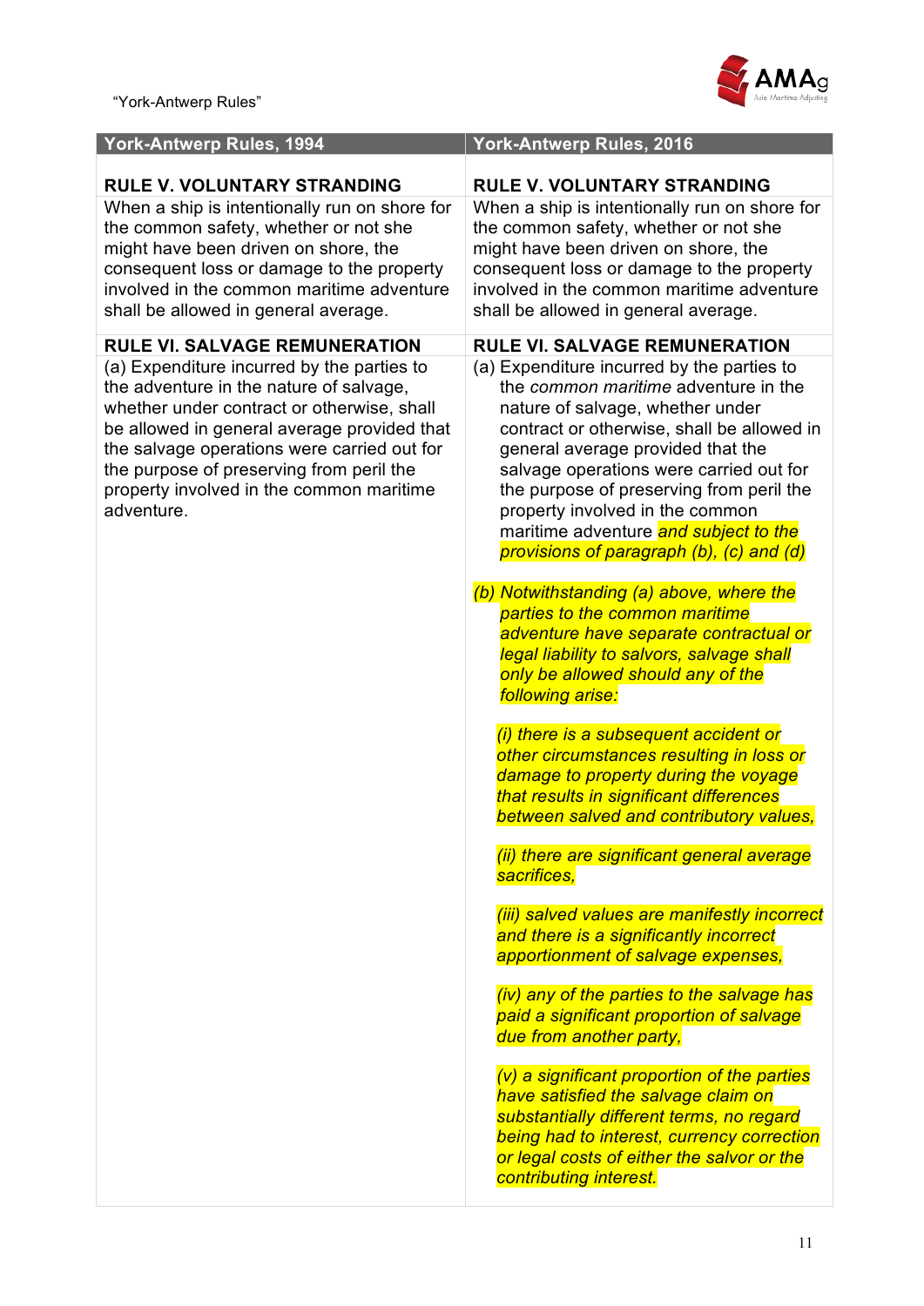| York-Antwerp Rules, 1994 | York-Antwerp Rules, 2016 |
|---|---|
| **RULE V. VOLUNTARY STRANDING** | **RULE V. VOLUNTARY STRANDING** |
| When a ship is intentionally run on shore for the common safety, whether or not she might have been driven on shore, the consequent loss or damage to the property involved in the common maritime adventure shall be allowed in general average. | When a ship is intentionally run on shore for the common safety, whether or not she might have been driven on shore, the consequent loss or damage to the property involved in the common maritime adventure shall be allowed in general average. |
| **RULE VI. SALVAGE REMUNERATION** | **RULE VI. SALVAGE REMUNERATION** |
| (a) Expenditure incurred by the parties to the adventure in the nature of salvage, whether under contract or otherwise, shall be allowed in general average provided that the salvage operations were carried out for the purpose of preserving from peril the property involved in the common maritime adventure. | (a) Expenditure incurred by the parties to the *common maritime* adventure in the nature of salvage, whether under contract or otherwise, shall be allowed in general average provided that the salvage operations were carried out for the purpose of preserving from peril the property involved in the common maritime adventure *and subject to the provisions of paragraph (b), (c) and (d)*<br><br>*(b) Notwithstanding (a) above, where the parties to the common maritime adventure have separate contractual or legal liability to salvors, salvage shall only be allowed should any of the following arise:*<br><br>*(i) there is a subsequent accident or other circumstances resulting in loss or damage to property during the voyage that results in significant differences between salved and contributory values,*<br><br>*(ii) there are significant general average sacrifices,*<br><br>*(iii) salved values are manifestly incorrect and there is a significantly incorrect apportionment of salvage expenses,*<br><br>*(iv) any of the parties to the salvage has paid a significant proportion of salvage due from another party,*<br><br>*(v) a significant proportion of the parties have satisfied the salvage claim on substantially different terms, no regard being had to interest, currency correction or legal costs of either the salvor or the contributing interest.* |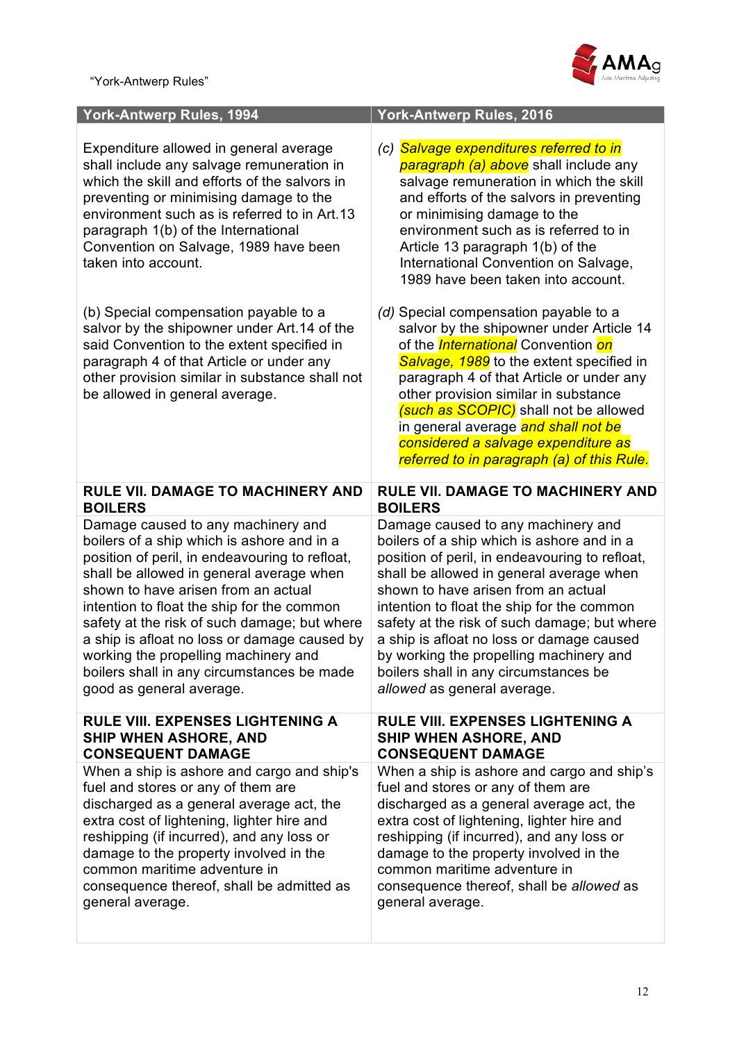| York-Antwerp Rules, 1994 | York-Antwerp Rules, 2016 |
|---|---|
| Expenditure allowed in general average shall include any salvage remuneration in which the skill and efforts of the salvors in preventing or minimising damage to the environment such as is referred to in Art.13 paragraph 1(b) of the International Convention on Salvage, 1989 have been taken into account. | *(c)* *Salvage expenditures referred to in paragraph (a) above* shall include any salvage remuneration in which the skill and efforts of the salvors in preventing or minimising damage to the environment such as is referred to in Article 13 paragraph 1(b) of the International Convention on Salvage, 1989 have been taken into account. |
| (b) Special compensation payable to a salvor by the shipowner under Art.14 of the said Convention to the extent specified in paragraph 4 of that Article or under any other provision similar in substance shall not be allowed in general average. | *(d)* Special compensation payable to a salvor by the shipowner under Article 14 of the *International* Convention *on Salvage, 1989* to the extent specified in paragraph 4 of that Article or under any other provision similar in substance *(such as SCOPIC)* shall not be allowed in general average *and shall not be considered a salvage expenditure as referred to in paragraph (a) of this Rule.* |
| **RULE VII. DAMAGE TO MACHINERY AND BOILERS** | **RULE VII. DAMAGE TO MACHINERY AND BOILERS** |
| Damage caused to any machinery and boilers of a ship which is ashore and in a position of peril, in endeavouring to refloat, shall be allowed in general average when shown to have arisen from an actual intention to float the ship for the common safety at the risk of such damage; but where a ship is afloat no loss or damage caused by working the propelling machinery and boilers shall in any circumstances be made good as general average. | Damage caused to any machinery and boilers of a ship which is ashore and in a position of peril, in endeavouring to refloat, shall be allowed in general average when shown to have arisen from an actual intention to float the ship for the common safety at the risk of such damage; but where a ship is afloat no loss or damage caused by working the propelling machinery and boilers shall in any circumstances be *allowed* as general average. |
| **RULE VIII. EXPENSES LIGHTENING A SHIP WHEN ASHORE, AND CONSEQUENT DAMAGE** | **RULE VIII. EXPENSES LIGHTENING A SHIP WHEN ASHORE, AND CONSEQUENT DAMAGE** |
| When a ship is ashore and cargo and ship's fuel and stores or any of them are discharged as a general average act, the extra cost of lightening, lighter hire and reshipping (if incurred), and any loss or damage to the property involved in the common maritime adventure in consequence thereof, shall be admitted as general average. | When a ship is ashore and cargo and ship's fuel and stores or any of them are discharged as a general average act, the extra cost of lightening, lighter hire and reshipping (if incurred), and any loss or damage to the property involved in the common maritime adventure in consequence thereof, shall be *allowed* as general average. |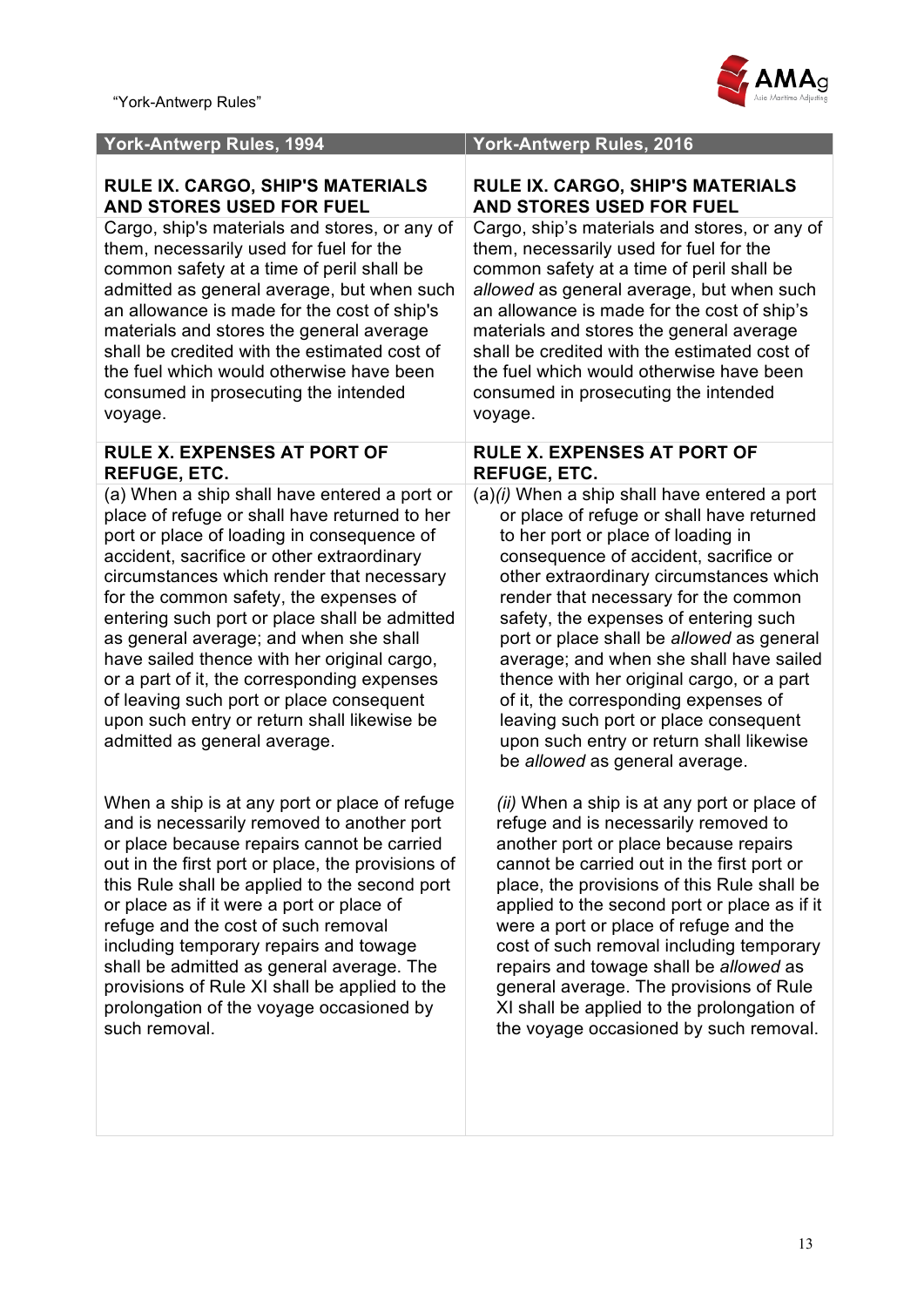| York-Antwerp Rules, 1994 | York-Antwerp Rules, 2016 |
| --- | --- |
| **RULE IX. CARGO, SHIP'S MATERIALS AND STORES USED FOR FUEL** | **RULE IX. CARGO, SHIP'S MATERIALS AND STORES USED FOR FUEL** |
| Cargo, ship's materials and stores, or any of them, necessarily used for fuel for the common safety at a time of peril shall be admitted as general average, but when such an allowance is made for the cost of ship's materials and stores the general average shall be credited with the estimated cost of the fuel which would otherwise have been consumed in prosecuting the intended voyage. | Cargo, ship's materials and stores, or any of them, necessarily used for fuel for the common safety at a time of peril shall be *allowed* as general average, but when such an allowance is made for the cost of ship's materials and stores the general average shall be credited with the estimated cost of the fuel which would otherwise have been consumed in prosecuting the intended voyage. |
| **RULE X. EXPENSES AT PORT OF REFUGE, ETC.** | **RULE X. EXPENSES AT PORT OF REFUGE, ETC.** |
| (a) When a ship shall have entered a port or place of refuge or shall have returned to her port or place of loading in consequence of accident, sacrifice or other extraordinary circumstances which render that necessary for the common safety, the expenses of entering such port or place shall be admitted as general average; and when she shall have sailed thence with her original cargo, or a part of it, the corresponding expenses of leaving such port or place consequent upon such entry or return shall likewise be admitted as general average.<br><br>When a ship is at any port or place of refuge and is necessarily removed to another port or place because repairs cannot be carried out in the first port or place, the provisions of this Rule shall be applied to the second port or place as if it were a port or place of refuge and the cost of such removal including temporary repairs and towage shall be admitted as general average. The provisions of Rule XI shall be applied to the prolongation of the voyage occasioned by such removal. | (a)*(i)* When a ship shall have entered a port or place of refuge or shall have returned to her port or place of loading in consequence of accident, sacrifice or other extraordinary circumstances which render that necessary for the common safety, the expenses of entering such port or place shall be *allowed* as general average; and when she shall have sailed thence with her original cargo, or a part of it, the corresponding expenses of leaving such port or place consequent upon such entry or return shall likewise be *allowed* as general average.<br><br>*(ii)* When a ship is at any port or place of refuge and is necessarily removed to another port or place because repairs cannot be carried out in the first port or place, the provisions of this Rule shall be applied to the second port or place as if it were a port or place of refuge and the cost of such removal including temporary repairs and towage shall be *allowed* as general average. The provisions of Rule XI shall be applied to the prolongation of the voyage occasioned by such removal. |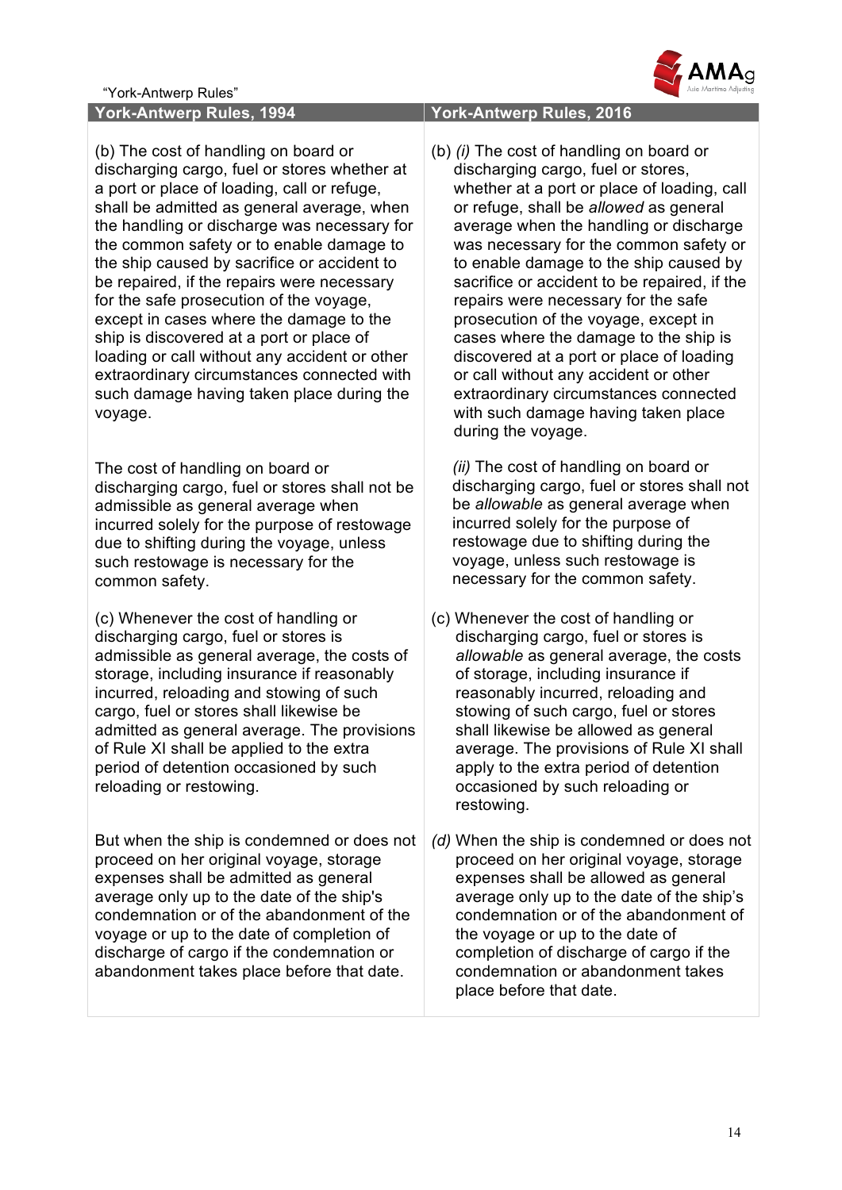| York-Antwerp Rules, 1994 | York-Antwerp Rules, 2016 |
|---|---|
| (b) The cost of handling on board or discharging cargo, fuel or stores whether at a port or place of loading, call or refuge, shall be admitted as general average, when the handling or discharge was necessary for the common safety or to enable damage to the ship caused by sacrifice or accident to be repaired, if the repairs were necessary for the safe prosecution of the voyage, except in cases where the damage to the ship is discovered at a port or place of loading or call without any accident or other extraordinary circumstances connected with such damage having taken place during the voyage. | (b) *(i)* The cost of handling on board or discharging cargo, fuel or stores, whether at a port or place of loading, call or refuge, shall be *allowed* as general average when the handling or discharge was necessary for the common safety or to enable damage to the ship caused by sacrifice or accident to be repaired, if the repairs were necessary for the safe prosecution of the voyage, except in cases where the damage to the ship is discovered at a port or place of loading or call without any accident or other extraordinary circumstances connected with such damage having taken place during the voyage. |
| The cost of handling on board or discharging cargo, fuel or stores shall not be admissible as general average when incurred solely for the purpose of restowage due to shifting during the voyage, unless such restowage is necessary for the common safety. | *(ii)* The cost of handling on board or discharging cargo, fuel or stores shall not be *allowable* as general average when incurred solely for the purpose of restowage due to shifting during the voyage, unless such restowage is necessary for the common safety. |
| (c) Whenever the cost of handling or discharging cargo, fuel or stores is admissible as general average, the costs of storage, including insurance if reasonably incurred, reloading and stowing of such cargo, fuel or stores shall likewise be admitted as general average. The provisions of Rule XI shall be applied to the extra period of detention occasioned by such reloading or restowing. | (c) Whenever the cost of handling or discharging cargo, fuel or stores is *allowable* as general average, the costs of storage, including insurance if reasonably incurred, reloading and stowing of such cargo, fuel or stores shall likewise be allowed as general average. The provisions of Rule XI shall apply to the extra period of detention occasioned by such reloading or restowing. |
| But when the ship is condemned or does not proceed on her original voyage, storage expenses shall be admitted as general average only up to the date of the ship's condemnation or of the abandonment of the voyage or up to the date of completion of discharge of cargo if the condemnation or abandonment takes place before that date. | *(d)* When the ship is condemned or does not proceed on her original voyage, storage expenses shall be allowed as general average only up to the date of the ship's condemnation or of the abandonment of the voyage or up to the date of completion of discharge of cargo if the condemnation or abandonment takes place before that date. |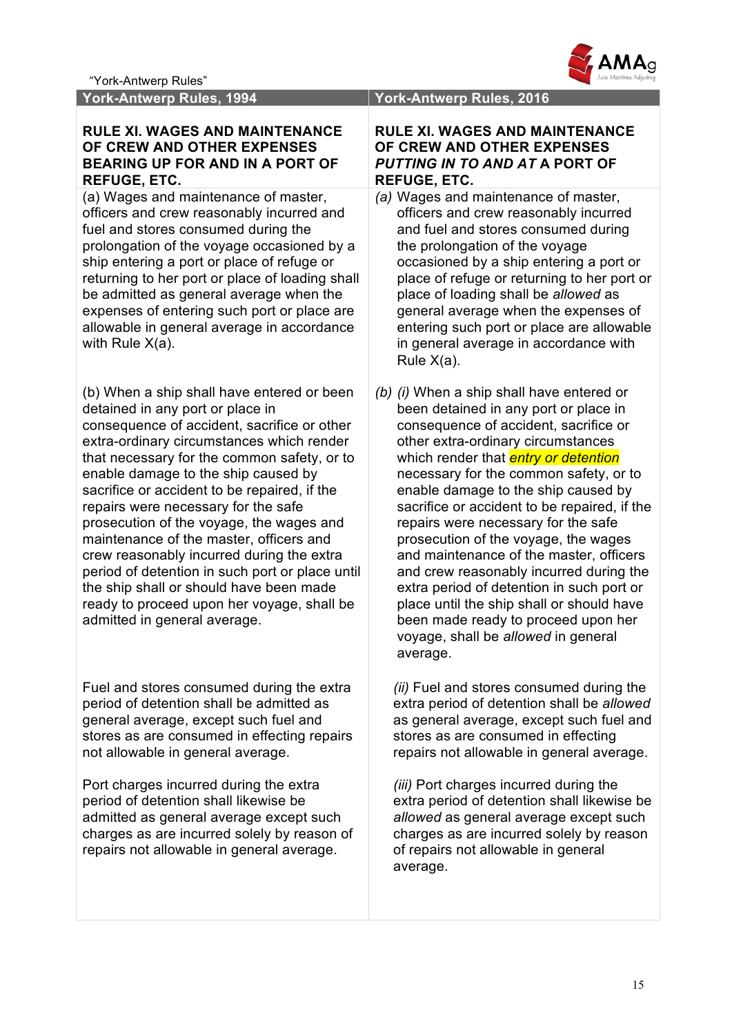"York-Antwerp Rules"

| York-Antwerp Rules, 1994 | York-Antwerp Rules, 2016 |
| --- | --- |
| **RULE XI. WAGES AND MAINTENANCE OF CREW AND OTHER EXPENSES BEARING UP FOR AND IN A PORT OF REFUGE, ETC.** | **RULE XI. WAGES AND MAINTENANCE OF CREW AND OTHER EXPENSES *PUTTING IN TO AND AT* A PORT OF REFUGE, ETC.** |
| (a) Wages and maintenance of master, officers and crew reasonably incurred and fuel and stores consumed during the prolongation of the voyage occasioned by a ship entering a port or place of refuge or returning to her port or place of loading shall be admitted as general average when the expenses of entering such port or place are allowable in general average in accordance with Rule X(a). | *(a)* Wages and maintenance of master, officers and crew reasonably incurred and fuel and stores consumed during the prolongation of the voyage occasioned by a ship entering a port or place of refuge or returning to her port or place of loading shall be *allowed* as general average when the expenses of entering such port or place are allowable in general average in accordance with Rule X(a). |
| (b) When a ship shall have entered or been detained in any port or place in consequence of accident, sacrifice or other extra-ordinary circumstances which render that necessary for the common safety, or to enable damage to the ship caused by sacrifice or accident to be repaired, if the repairs were necessary for the safe prosecution of the voyage, the wages and maintenance of the master, officers and crew reasonably incurred during the extra period of detention in such port or place until the ship shall or should have been made ready to proceed upon her voyage, shall be admitted in general average. | *(b) (i)* When a ship shall have entered or been detained in any port or place in consequence of accident, sacrifice or other extra-ordinary circumstances which render that ***entry or detention*** necessary for the common safety, or to enable damage to the ship caused by sacrifice or accident to be repaired, if the repairs were necessary for the safe prosecution of the voyage, the wages and maintenance of the master, officers and crew reasonably incurred during the extra period of detention in such port or place until the ship shall or should have been made ready to proceed upon her voyage, shall be *allowed* in general average. |
| Fuel and stores consumed during the extra period of detention shall be admitted as general average, except such fuel and stores as are consumed in effecting repairs not allowable in general average. | *(ii)* Fuel and stores consumed during the extra period of detention shall be *allowed* as general average, except such fuel and stores as are consumed in effecting repairs not allowable in general average. |
| Port charges incurred during the extra period of detention shall likewise be admitted as general average except such charges as are incurred solely by reason of repairs not allowable in general average. | *(iii)* Port charges incurred during the extra period of detention shall likewise be *allowed* as general average except such charges as are incurred solely by reason of repairs not allowable in general average. |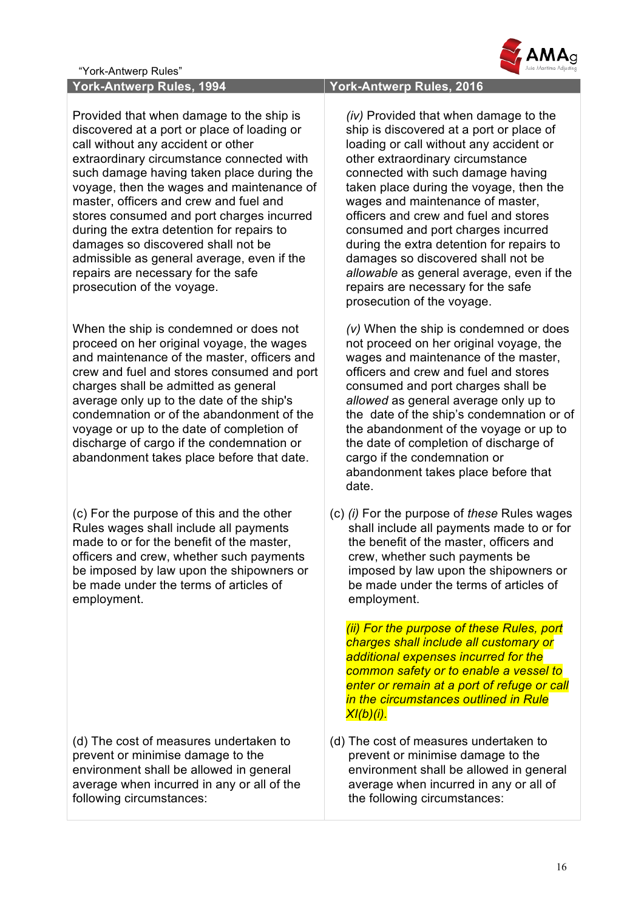| York-Antwerp Rules, 1994 | York-Antwerp Rules, 2016 |
|---|---|
| Provided that when damage to the ship is discovered at a port or place of loading or call without any accident or other extraordinary circumstance connected with such damage having taken place during the voyage, then the wages and maintenance of master, officers and crew and fuel and stores consumed and port charges incurred during the extra detention for repairs to damages so discovered shall not be admissible as general average, even if the repairs are necessary for the safe prosecution of the voyage. | *(iv)* Provided that when damage to the ship is discovered at a port or place of loading or call without any accident or other extraordinary circumstance connected with such damage having taken place during the voyage, then the wages and maintenance of master, officers and crew and fuel and stores consumed and port charges incurred during the extra detention for repairs to damages so discovered shall not be *allowable* as general average, even if the repairs are necessary for the safe prosecution of the voyage. |
| When the ship is condemned or does not proceed on her original voyage, the wages and maintenance of the master, officers and crew and fuel and stores consumed and port charges shall be admitted as general average only up to the date of the ship's condemnation or of the abandonment of the voyage or up to the date of completion of discharge of cargo if the condemnation or abandonment takes place before that date. | *(v)* When the ship is condemned or does not proceed on her original voyage, the wages and maintenance of the master, officers and crew and fuel and stores consumed and port charges shall be *allowed* as general average only up to the date of the ship's condemnation or of the abandonment of the voyage or up to the date of completion of discharge of cargo if the condemnation or abandonment takes place before that date. |
| (c) For the purpose of this and the other Rules wages shall include all payments made to or for the benefit of the master, officers and crew, whether such payments be imposed by law upon the shipowners or be made under the terms of articles of employment. | (c) *(i)* For the purpose of *these* Rules wages shall include all payments made to or for the benefit of the master, officers and crew, whether such payments be imposed by law upon the shipowners or be made under the terms of articles of employment. |
| | *(ii) For the purpose of these Rules, port charges shall include all customary or additional expenses incurred for the common safety or to enable a vessel to enter or remain at a port of refuge or call in the circumstances outlined in Rule XI(b)(i).* |
| (d) The cost of measures undertaken to prevent or minimise damage to the environment shall be allowed in general average when incurred in any or all of the following circumstances: | (d) The cost of measures undertaken to prevent or minimise damage to the environment shall be allowed in general average when incurred in any or all of the following circumstances: |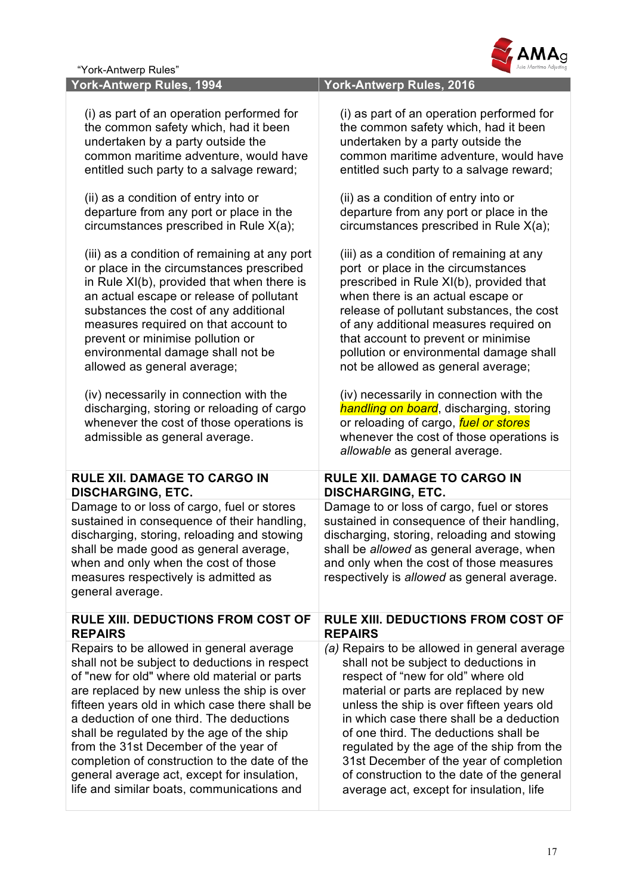| York-Antwerp Rules, 1994 | York-Antwerp Rules, 2016 |
|---|---|
| (i) as part of an operation performed for the common safety which, had it been undertaken by a party outside the common maritime adventure, would have entitled such party to a salvage reward;<br><br>(ii) as a condition of entry into or departure from any port or place in the circumstances prescribed in Rule X(a);<br><br>(iii) as a condition of remaining at any port or place in the circumstances prescribed in Rule XI(b), provided that when there is an actual escape or release of pollutant substances the cost of any additional measures required on that account to prevent or minimise pollution or environmental damage shall not be allowed as general average;<br><br>(iv) necessarily in connection with the discharging, storing or reloading of cargo whenever the cost of those operations is admissible as general average. | (i) as part of an operation performed for the common safety which, had it been undertaken by a party outside the common maritime adventure, would have entitled such party to a salvage reward;<br><br>(ii) as a condition of entry into or departure from any port or place in the circumstances prescribed in Rule X(a);<br><br>(iii) as a condition of remaining at any port or place in the circumstances prescribed in Rule XI(b), provided that when there is an actual escape or release of pollutant substances, the cost of any additional measures required on that account to prevent or minimise pollution or environmental damage shall not be allowed as general average;<br><br>(iv) necessarily in connection with the *handling on board*, discharging, storing or reloading of cargo, *fuel or stores* whenever the cost of those operations is *allowable* as general average. |
| **RULE XII. DAMAGE TO CARGO IN DISCHARGING, ETC.** | **RULE XII. DAMAGE TO CARGO IN DISCHARGING, ETC.** |
| Damage to or loss of cargo, fuel or stores sustained in consequence of their handling, discharging, storing, reloading and stowing shall be made good as general average, when and only when the cost of those measures respectively is admitted as general average. | Damage to or loss of cargo, fuel or stores sustained in consequence of their handling, discharging, storing, reloading and stowing shall be *allowed* as general average, when and only when the cost of those measures respectively is *allowed* as general average. |
| **RULE XIII. DEDUCTIONS FROM COST OF REPAIRS** | **RULE XIII. DEDUCTIONS FROM COST OF REPAIRS** |
| Repairs to be allowed in general average shall not be subject to deductions in respect of "new for old" where old material or parts are replaced by new unless the ship is over fifteen years old in which case there shall be a deduction of one third. The deductions shall be regulated by the age of the ship from the 31st December of the year of completion of construction to the date of the general average act, except for insulation, life and similar boats, communications and | *(a)* Repairs to be allowed in general average shall not be subject to deductions in respect of "new for old" where old material or parts are replaced by new unless the ship is over fifteen years old in which case there shall be a deduction of one third. The deductions shall be regulated by the age of the ship from the 31st December of the year of completion of construction to the date of the general average act, except for insulation, life |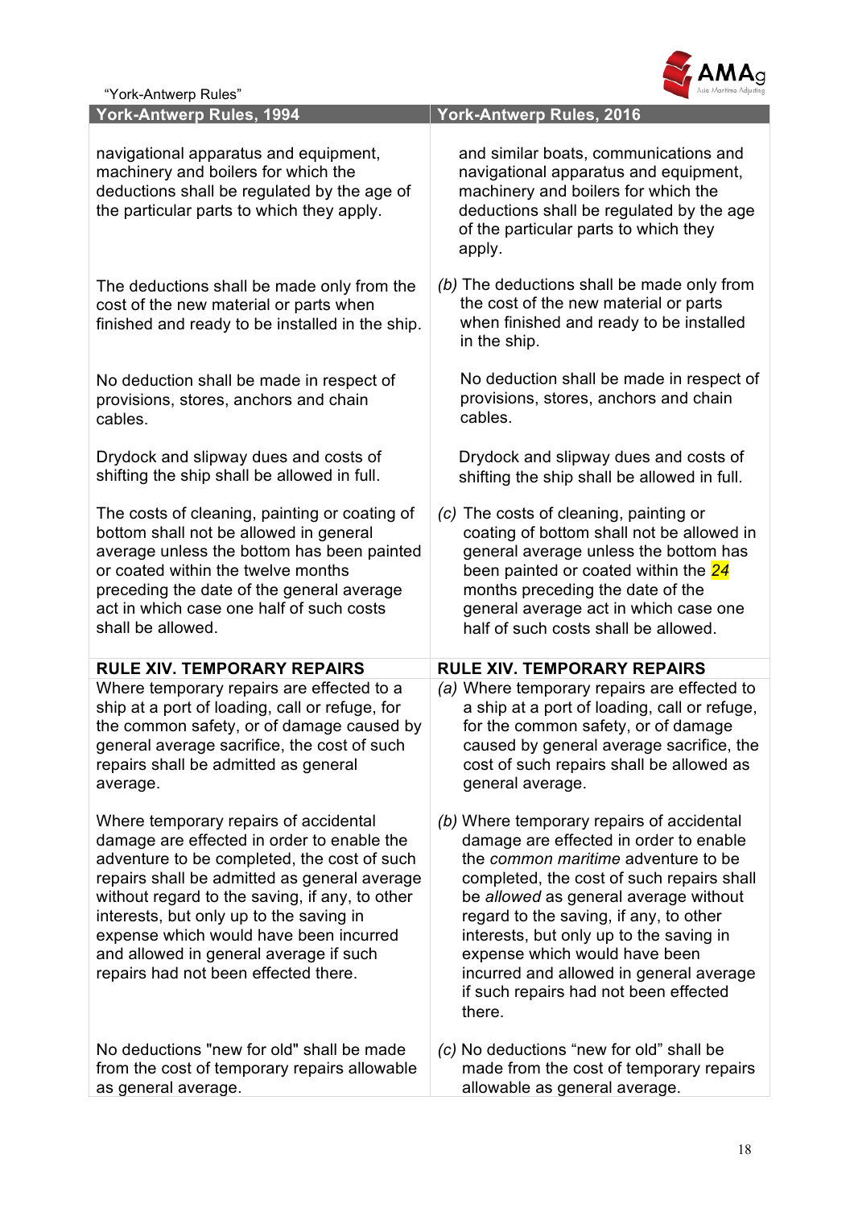| York-Antwerp Rules, 1994 | York-Antwerp Rules, 2016 |
|---|---|
| navigational apparatus and equipment, machinery and boilers for which the deductions shall be regulated by the age of the particular parts to which they apply. | and similar boats, communications and navigational apparatus and equipment, machinery and boilers for which the deductions shall be regulated by the age of the particular parts to which they apply. |
| The deductions shall be made only from the cost of the new material or parts when finished and ready to be installed in the ship. | *(b)* The deductions shall be made only from the cost of the new material or parts when finished and ready to be installed in the ship. |
| No deduction shall be made in respect of provisions, stores, anchors and chain cables. | No deduction shall be made in respect of provisions, stores, anchors and chain cables. |
| Drydock and slipway dues and costs of shifting the ship shall be allowed in full. | Drydock and slipway dues and costs of shifting the ship shall be allowed in full. |
| The costs of cleaning, painting or coating of bottom shall not be allowed in general average unless the bottom has been painted or coated within the twelve months preceding the date of the general average act in which case one half of such costs shall be allowed. | *(c)* The costs of cleaning, painting or coating of bottom shall not be allowed in general average unless the bottom has been painted or coated within the *24* months preceding the date of the general average act in which case one half of such costs shall be allowed. |
| **RULE XIV. TEMPORARY REPAIRS** | **RULE XIV. TEMPORARY REPAIRS** |
| Where temporary repairs are effected to a ship at a port of loading, call or refuge, for the common safety, or of damage caused by general average sacrifice, the cost of such repairs shall be admitted as general average. | *(a)* Where temporary repairs are effected to a ship at a port of loading, call or refuge, for the common safety, or of damage caused by general average sacrifice, the cost of such repairs shall be allowed as general average. |
| Where temporary repairs of accidental damage are effected in order to enable the adventure to be completed, the cost of such repairs shall be admitted as general average without regard to the saving, if any, to other interests, but only up to the saving in expense which would have been incurred and allowed in general average if such repairs had not been effected there. | *(b)* Where temporary repairs of accidental damage are effected in order to enable the *common maritime* adventure to be completed, the cost of such repairs shall be *allowed* as general average without regard to the saving, if any, to other interests, but only up to the saving in expense which would have been incurred and allowed in general average if such repairs had not been effected there. |
| No deductions "new for old" shall be made from the cost of temporary repairs allowable as general average. | *(c)* No deductions "new for old" shall be made from the cost of temporary repairs allowable as general average. |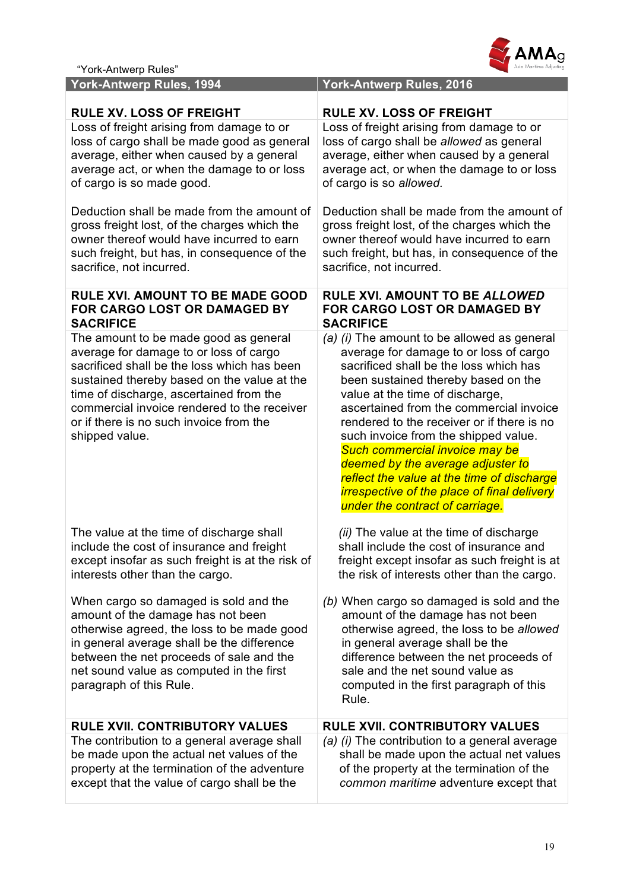"York-Antwerp Rules"

| York-Antwerp Rules, 1994 | York-Antwerp Rules, 2016 |
|---|---|
| **RULE XV. LOSS OF FREIGHT** | **RULE XV. LOSS OF FREIGHT** |
| Loss of freight arising from damage to or loss of cargo shall be made good as general average, either when caused by a general average act, or when the damage to or loss of cargo is so made good. | Loss of freight arising from damage to or loss of cargo shall be *allowed* as general average, either when caused by a general average act, or when the damage to or loss of cargo is so *allowed.* |
| Deduction shall be made from the amount of gross freight lost, of the charges which the owner thereof would have incurred to earn such freight, but has, in consequence of the sacrifice, not incurred. | Deduction shall be made from the amount of gross freight lost, of the charges which the owner thereof would have incurred to earn such freight, but has, in consequence of the sacrifice, not incurred. |
| **RULE XVI. AMOUNT TO BE MADE GOOD FOR CARGO LOST OR DAMAGED BY SACRIFICE** | **RULE XVI. AMOUNT TO BE *ALLOWED* FOR CARGO LOST OR DAMAGED BY SACRIFICE** |
| The amount to be made good as general average for damage to or loss of cargo sacrificed shall be the loss which has been sustained thereby based on the value at the time of discharge, ascertained from the commercial invoice rendered to the receiver or if there is no such invoice from the shipped value. | *(a) (i)* The amount to be allowed as general average for damage to or loss of cargo sacrificed shall be the loss which has been sustained thereby based on the value at the time of discharge, ascertained from the commercial invoice rendered to the receiver or if there is no such invoice from the shipped value. *Such commercial invoice may be deemed by the average adjuster to reflect the value at the time of discharge irrespective of the place of final delivery under the contract of carriage.* |
| The value at the time of discharge shall include the cost of insurance and freight except insofar as such freight is at the risk of interests other than the cargo. | *(ii)* The value at the time of discharge shall include the cost of insurance and freight except insofar as such freight is at the risk of interests other than the cargo. |
| When cargo so damaged is sold and the amount of the damage has not been otherwise agreed, the loss to be made good in general average shall be the difference between the net proceeds of sale and the net sound value as computed in the first paragraph of this Rule. | *(b)* When cargo so damaged is sold and the amount of the damage has not been otherwise agreed, the loss to be *allowed* in general average shall be the difference between the net proceeds of sale and the net sound value as computed in the first paragraph of this Rule. |
| **RULE XVII. CONTRIBUTORY VALUES** | **RULE XVII. CONTRIBUTORY VALUES** |
| The contribution to a general average shall be made upon the actual net values of the property at the termination of the adventure except that the value of cargo shall be the | *(a) (i)* The contribution to a general average shall be made upon the actual net values of the property at the termination of the *common maritime* adventure except that |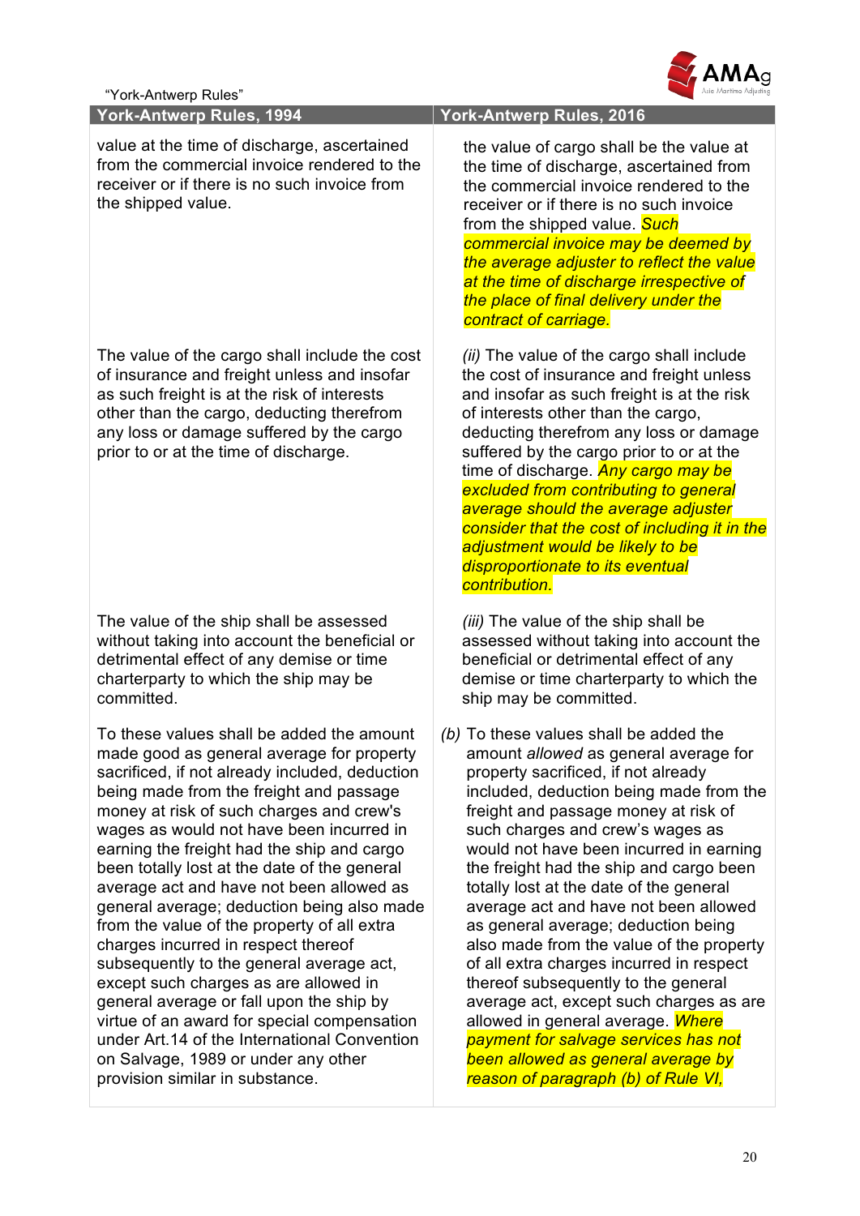"York-Antwerp Rules"

| York-Antwerp Rules, 1994 | York-Antwerp Rules, 2016 |
| --- | --- |
| value at the time of discharge, ascertained from the commercial invoice rendered to the receiver or if there is no such invoice from the shipped value. | the value of cargo shall be the value at the time of discharge, ascertained from the commercial invoice rendered to the receiver or if there is no such invoice from the shipped value. *Such commercial invoice may be deemed by the average adjuster to reflect the value at the time of discharge irrespective of the place of final delivery under the contract of carriage.* |
| The value of the cargo shall include the cost of insurance and freight unless and insofar as such freight is at the risk of interests other than the cargo, deducting therefrom any loss or damage suffered by the cargo prior to or at the time of discharge. | *(ii)* The value of the cargo shall include the cost of insurance and freight unless and insofar as such freight is at the risk of interests other than the cargo, deducting therefrom any loss or damage suffered by the cargo prior to or at the time of discharge. *Any cargo may be excluded from contributing to general average should the average adjuster consider that the cost of including it in the adjustment would be likely to be disproportionate to its eventual contribution.* |
| The value of the ship shall be assessed without taking into account the beneficial or detrimental effect of any demise or time charterparty to which the ship may be committed. | *(iii)* The value of the ship shall be assessed without taking into account the beneficial or detrimental effect of any demise or time charterparty to which the ship may be committed. |
| To these values shall be added the amount made good as general average for property sacrificed, if not already included, deduction being made from the freight and passage money at risk of such charges and crew's wages as would not have been incurred in earning the freight had the ship and cargo been totally lost at the date of the general average act and have not been allowed as general average; deduction being also made from the value of the property of all extra charges incurred in respect thereof subsequently to the general average act, except such charges as are allowed in general average or fall upon the ship by virtue of an award for special compensation under Art.14 of the International Convention on Salvage, 1989 or under any other provision similar in substance. | *(b)* To these values shall be added the amount *allowed* as general average for property sacrificed, if not already included, deduction being made from the freight and passage money at risk of such charges and crew's wages as would not have been incurred in earning the freight had the ship and cargo been totally lost at the date of the general average act and have not been allowed as general average; deduction being also made from the value of the property of all extra charges incurred in respect thereof subsequently to the general average act, except such charges as are allowed in general average. *Where payment for salvage services has not been allowed as general average by reason of paragraph (b) of Rule VI,* |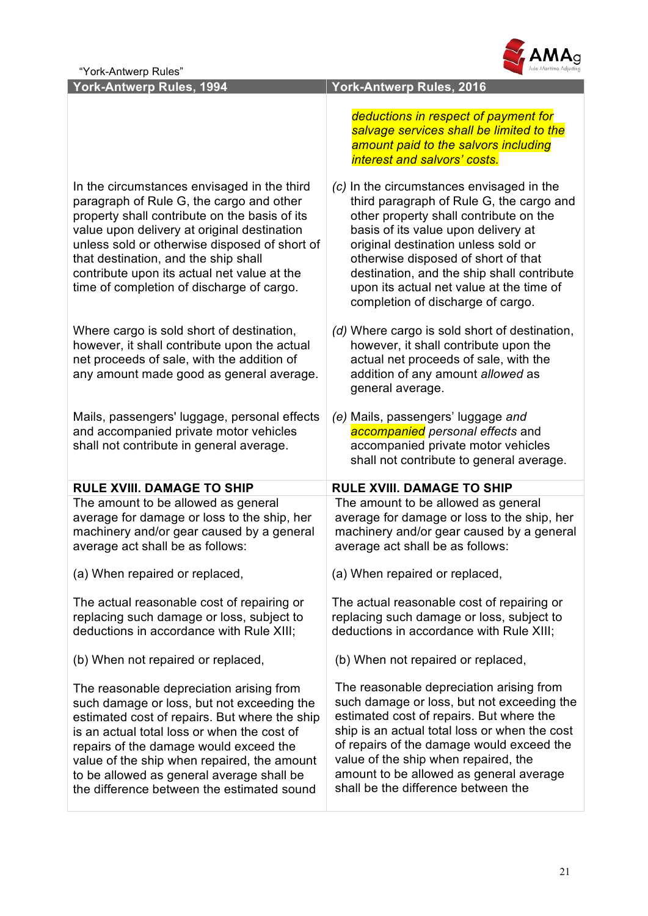| York-Antwerp Rules, 1994 | York-Antwerp Rules, 2016 |
| --- | --- |
| | *deductions in respect of payment for salvage services shall be limited to the amount paid to the salvors including interest and salvors' costs.* |
| In the circumstances envisaged in the third paragraph of Rule G, the cargo and other property shall contribute on the basis of its value upon delivery at original destination unless sold or otherwise disposed of short of that destination, and the ship shall contribute upon its actual net value at the time of completion of discharge of cargo. | *(c)* In the circumstances envisaged in the third paragraph of Rule G, the cargo and other property shall contribute on the basis of its value upon delivery at original destination unless sold or otherwise disposed of short of that destination, and the ship shall contribute upon its actual net value at the time of completion of discharge of cargo. |
| Where cargo is sold short of destination, however, it shall contribute upon the actual net proceeds of sale, with the addition of any amount made good as general average. | *(d)* Where cargo is sold short of destination, however, it shall contribute upon the actual net proceeds of sale, with the addition of any amount *allowed* as general average. |
| Mails, passengers' luggage, personal effects and accompanied private motor vehicles shall not contribute in general average. | *(e)* Mails, passengers' luggage *and accompanied personal effects* and accompanied private motor vehicles shall not contribute to general average. |
| **RULE XVIII. DAMAGE TO SHIP** | **RULE XVIII. DAMAGE TO SHIP** |
| The amount to be allowed as general average for damage or loss to the ship, her machinery and/or gear caused by a general average act shall be as follows: | The amount to be allowed as general average for damage or loss to the ship, her machinery and/or gear caused by a general average act shall be as follows: |
| (a) When repaired or replaced, | (a) When repaired or replaced, |
| The actual reasonable cost of repairing or replacing such damage or loss, subject to deductions in accordance with Rule XIII; | The actual reasonable cost of repairing or replacing such damage or loss, subject to deductions in accordance with Rule XIII; |
| (b) When not repaired or replaced, | (b) When not repaired or replaced, |
| The reasonable depreciation arising from such damage or loss, but not exceeding the estimated cost of repairs. But where the ship is an actual total loss or when the cost of repairs of the damage would exceed the value of the ship when repaired, the amount to be allowed as general average shall be the difference between the estimated sound | The reasonable depreciation arising from such damage or loss, but not exceeding the estimated cost of repairs. But where the ship is an actual total loss or when the cost of repairs of the damage would exceed the value of the ship when repaired, the amount to be allowed as general average shall be the difference between the |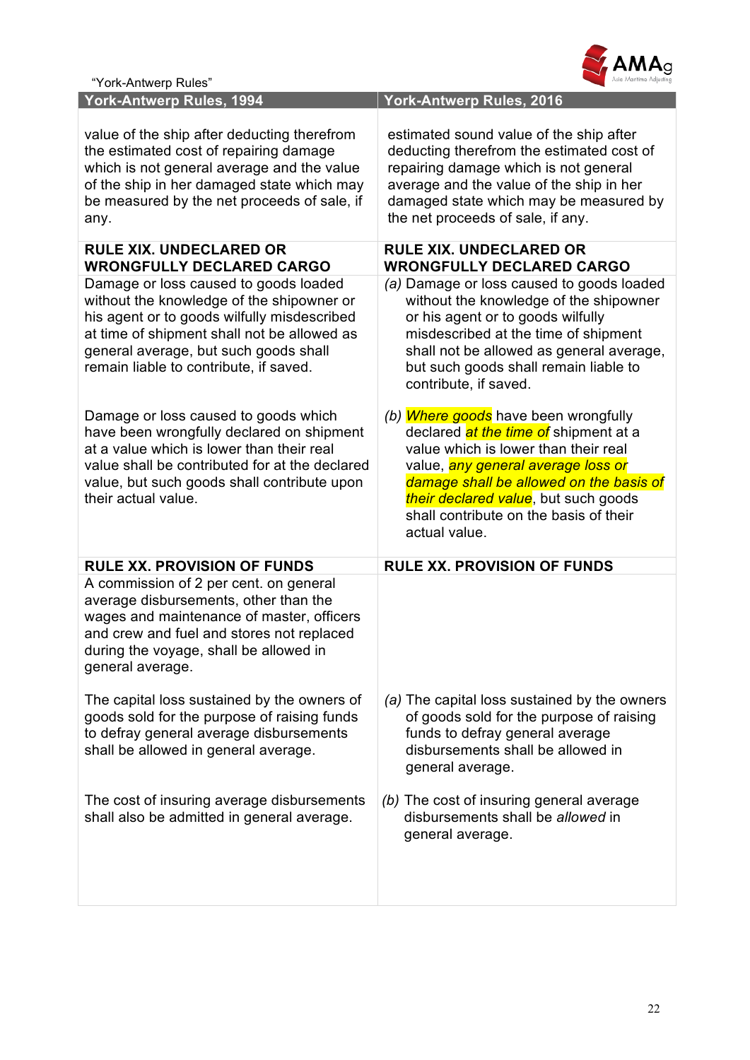| York-Antwerp Rules, 1994 | York-Antwerp Rules, 2016 |
|---|---|
| value of the ship after deducting therefrom the estimated cost of repairing damage which is not general average and the value of the ship in her damaged state which may be measured by the net proceeds of sale, if any. | estimated sound value of the ship after deducting therefrom the estimated cost of repairing damage which is not general average and the value of the ship in her damaged state which may be measured by the net proceeds of sale, if any. |
| **RULE XIX. UNDECLARED OR WRONGFULLY DECLARED CARGO** | **RULE XIX. UNDECLARED OR WRONGFULLY DECLARED CARGO** |
| Damage or loss caused to goods loaded without the knowledge of the shipowner or his agent or to goods wilfully misdescribed at time of shipment shall not be allowed as general average, but such goods shall remain liable to contribute, if saved. | *(a)* Damage or loss caused to goods loaded without the knowledge of the shipowner or his agent or to goods wilfully misdescribed at the time of shipment shall not be allowed as general average, but such goods shall remain liable to contribute, if saved. |
| Damage or loss caused to goods which have been wrongfully declared on shipment at a value which is lower than their real value shall be contributed for at the declared value, but such goods shall contribute upon their actual value. | *(b)* *Where goods* have been wrongfully declared *at the time of* shipment at a value which is lower than their real value, *any general average loss or damage shall be allowed on the basis of their declared value*, but such goods shall contribute on the basis of their actual value. |
| **RULE XX. PROVISION OF FUNDS** | **RULE XX. PROVISION OF FUNDS** |
| A commission of 2 per cent. on general average disbursements, other than the wages and maintenance of master, officers and crew and fuel and stores not replaced during the voyage, shall be allowed in general average. | |
| The capital loss sustained by the owners of goods sold for the purpose of raising funds to defray general average disbursements shall be allowed in general average. | *(a)* The capital loss sustained by the owners of goods sold for the purpose of raising funds to defray general average disbursements shall be allowed in general average. |
| The cost of insuring average disbursements shall also be admitted in general average. | *(b)* The cost of insuring general average disbursements shall be *allowed* in general average. |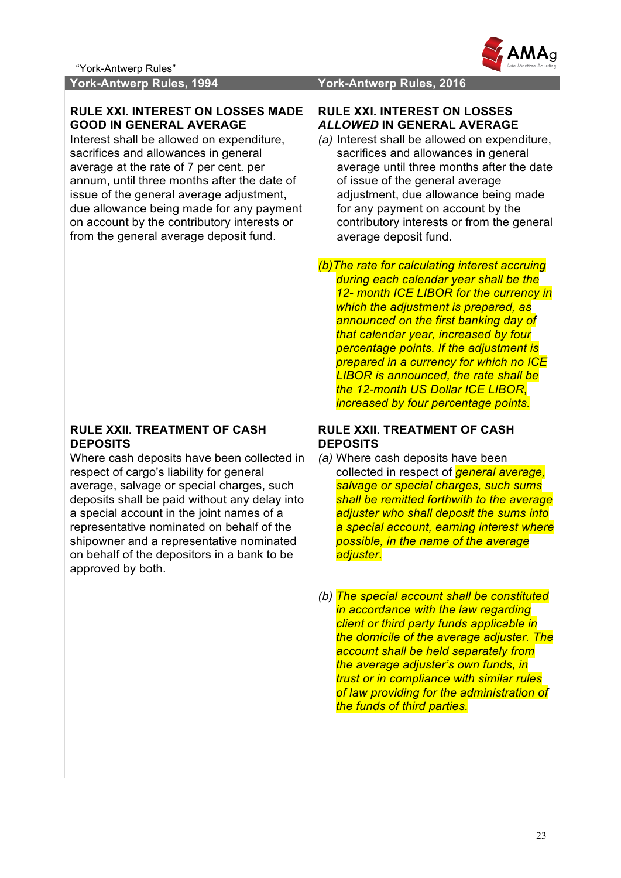"York-Antwerp Rules"

| York-Antwerp Rules, 1994 | York-Antwerp Rules, 2016 |
|---|---|
| **RULE XXI. INTEREST ON LOSSES MADE GOOD IN GENERAL AVERAGE** | **RULE XXI. INTEREST ON LOSSES *ALLOWED* IN GENERAL AVERAGE** |
| Interest shall be allowed on expenditure, sacrifices and allowances in general average at the rate of 7 per cent. per annum, until three months after the date of issue of the general average adjustment, due allowance being made for any payment on account by the contributory interests or from the general average deposit fund. | *(a)* Interest shall be allowed on expenditure, sacrifices and allowances in general average until three months after the date of issue of the general average adjustment, due allowance being made for any payment on account by the contributory interests or from the general average deposit fund.<br><br>*(b) The rate for calculating interest accruing during each calendar year shall be the 12- month ICE LIBOR for the currency in which the adjustment is prepared, as announced on the first banking day of that calendar year, increased by four percentage points. If the adjustment is prepared in a currency for which no ICE LIBOR is announced, the rate shall be the 12-month US Dollar ICE LIBOR, increased by four percentage points.* |
| **RULE XXII. TREATMENT OF CASH DEPOSITS** | **RULE XXII. TREATMENT OF CASH DEPOSITS** |
| Where cash deposits have been collected in respect of cargo's liability for general average, salvage or special charges, such deposits shall be paid without any delay into a special account in the joint names of a representative nominated on behalf of the shipowner and a representative nominated on behalf of the depositors in a bank to be approved by both. | *(a)* Where cash deposits have been collected in respect of *general average, salvage or special charges, such sums shall be remitted forthwith to the average adjuster who shall deposit the sums into a special account, earning interest where possible, in the name of the average adjuster.*<br><br>*(b) The special account shall be constituted in accordance with the law regarding client or third party funds applicable in the domicile of the average adjuster. The account shall be held separately from the average adjuster's own funds, in trust or in compliance with similar rules of law providing for the administration of the funds of third parties.* |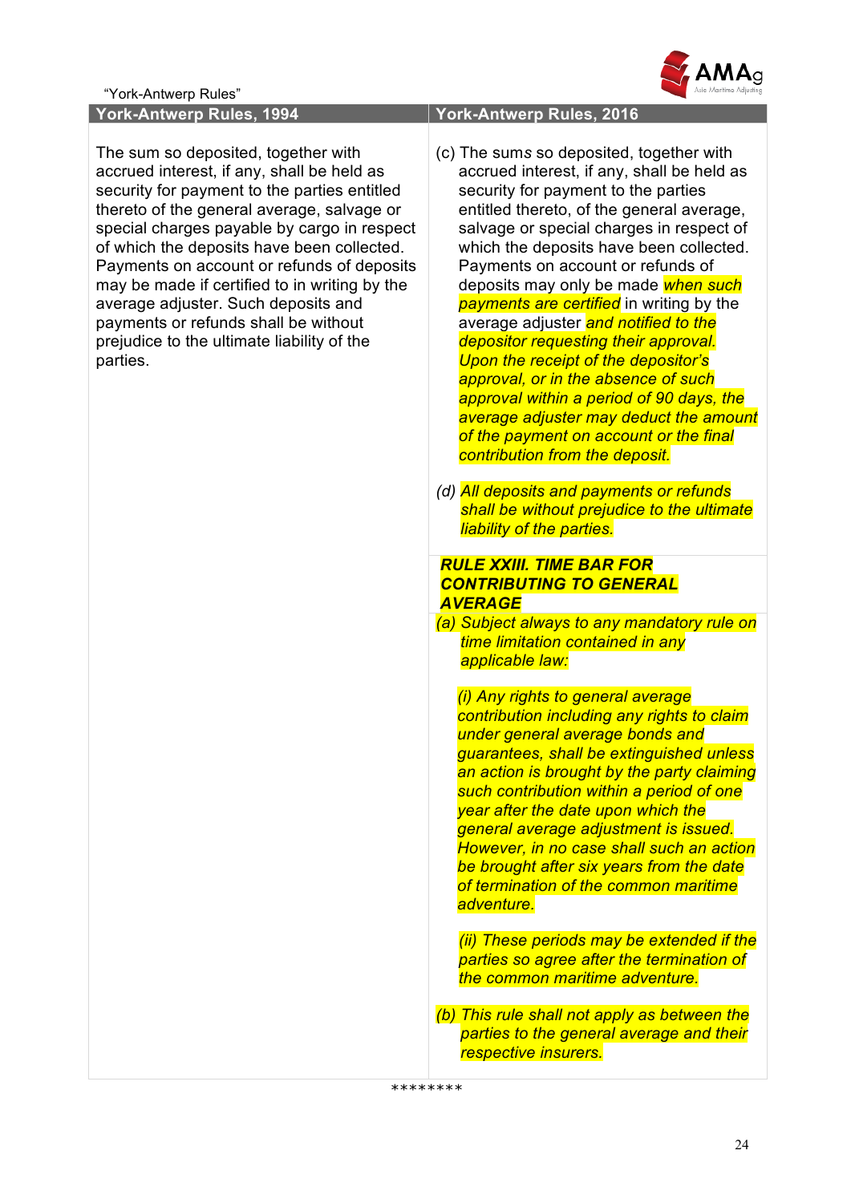| York-Antwerp Rules, 1994 | York-Antwerp Rules, 2016 |
| --- | --- |
| The sum so deposited, together with accrued interest, if any, shall be held as security for payment to the parties entitled thereto of the general average, salvage or special charges payable by cargo in respect of which the deposits have been collected. Payments on account or refunds of deposits may be made if certified to in writing by the average adjuster. Such deposits and payments or refunds shall be without prejudice to the ultimate liability of the parties. | (c) The sum*s* so deposited, together with accrued interest, if any, shall be held as security for payment to the parties entitled thereto, of the general average, salvage or special charges in respect of which the deposits have been collected. Payments on account or refunds of deposits may only be made *when such payments are certified* in writing by the average adjuster *and notified to the depositor requesting their approval. Upon the receipt of the depositor's approval, or in the absence of such approval within a period of 90 days, the average adjuster may deduct the amount of the payment on account or the final contribution from the deposit.* |
| | (d) *All deposits and payments or refunds shall be without prejudice to the ultimate liability of the parties.* |
| | ***RULE XXIII. TIME BAR FOR CONTRIBUTING TO GENERAL AVERAGE*** |
| | *(a) Subject always to any mandatory rule on time limitation contained in any applicable law:* <br><br> *(i) Any rights to general average contribution including any rights to claim under general average bonds and guarantees, shall be extinguished unless an action is brought by the party claiming such contribution within a period of one year after the date upon which the general average adjustment is issued. However, in no case shall such an action be brought after six years from the date of termination of the common maritime adventure.* <br><br> *(ii) These periods may be extended if the parties so agree after the termination of the common maritime adventure.* |
| | *(b) This rule shall not apply as between the parties to the general average and their respective insurers.* |

********